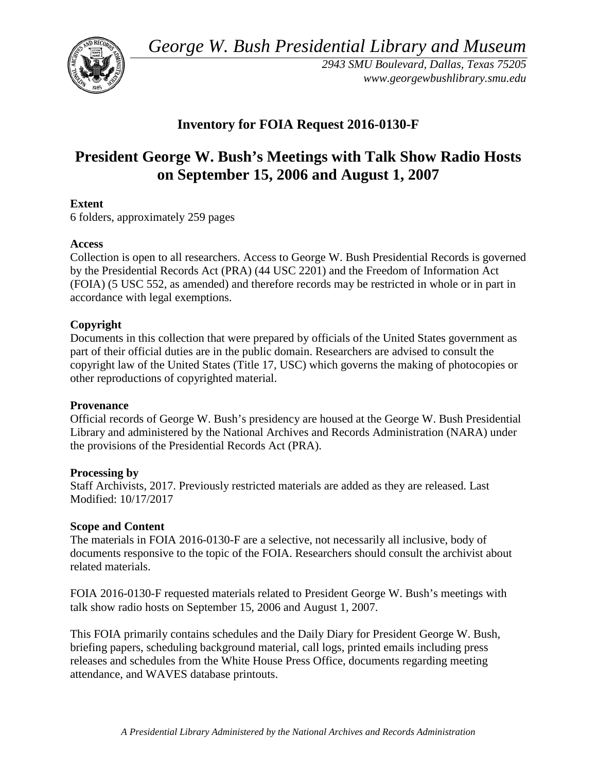*George W. Bush Presidential Library and Museum*

*2943 SMU Boulevard, Dallas, Texas 75205*
*www.georgewbushlibrary.smu.edu*

## Inventory for FOIA Request 2016-0130-F

# President George W. Bush's Meetings with Talk Show Radio Hosts on September 15, 2006 and August 1, 2007

**Extent**
6 folders, approximately 259 pages

**Access**
Collection is open to all researchers. Access to George W. Bush Presidential Records is governed by the Presidential Records Act (PRA) (44 USC 2201) and the Freedom of Information Act (FOIA) (5 USC 552, as amended) and therefore records may be restricted in whole or in part in accordance with legal exemptions.

**Copyright**
Documents in this collection that were prepared by officials of the United States government as part of their official duties are in the public domain. Researchers are advised to consult the copyright law of the United States (Title 17, USC) which governs the making of photocopies or other reproductions of copyrighted material.

**Provenance**
Official records of George W. Bush's presidency are housed at the George W. Bush Presidential Library and administered by the National Archives and Records Administration (NARA) under the provisions of the Presidential Records Act (PRA).

**Processing by**
Staff Archivists, 2017. Previously restricted materials are added as they are released. Last Modified: 10/17/2017

**Scope and Content**
The materials in FOIA 2016-0130-F are a selective, not necessarily all inclusive, body of documents responsive to the topic of the FOIA. Researchers should consult the archivist about related materials.

FOIA 2016-0130-F requested materials related to President George W. Bush's meetings with talk show radio hosts on September 15, 2006 and August 1, 2007.

This FOIA primarily contains schedules and the Daily Diary for President George W. Bush, briefing papers, scheduling background material, call logs, printed emails including press releases and schedules from the White House Press Office, documents regarding meeting attendance, and WAVES database printouts.

*A Presidential Library Administered by the National Archives and Records Administration*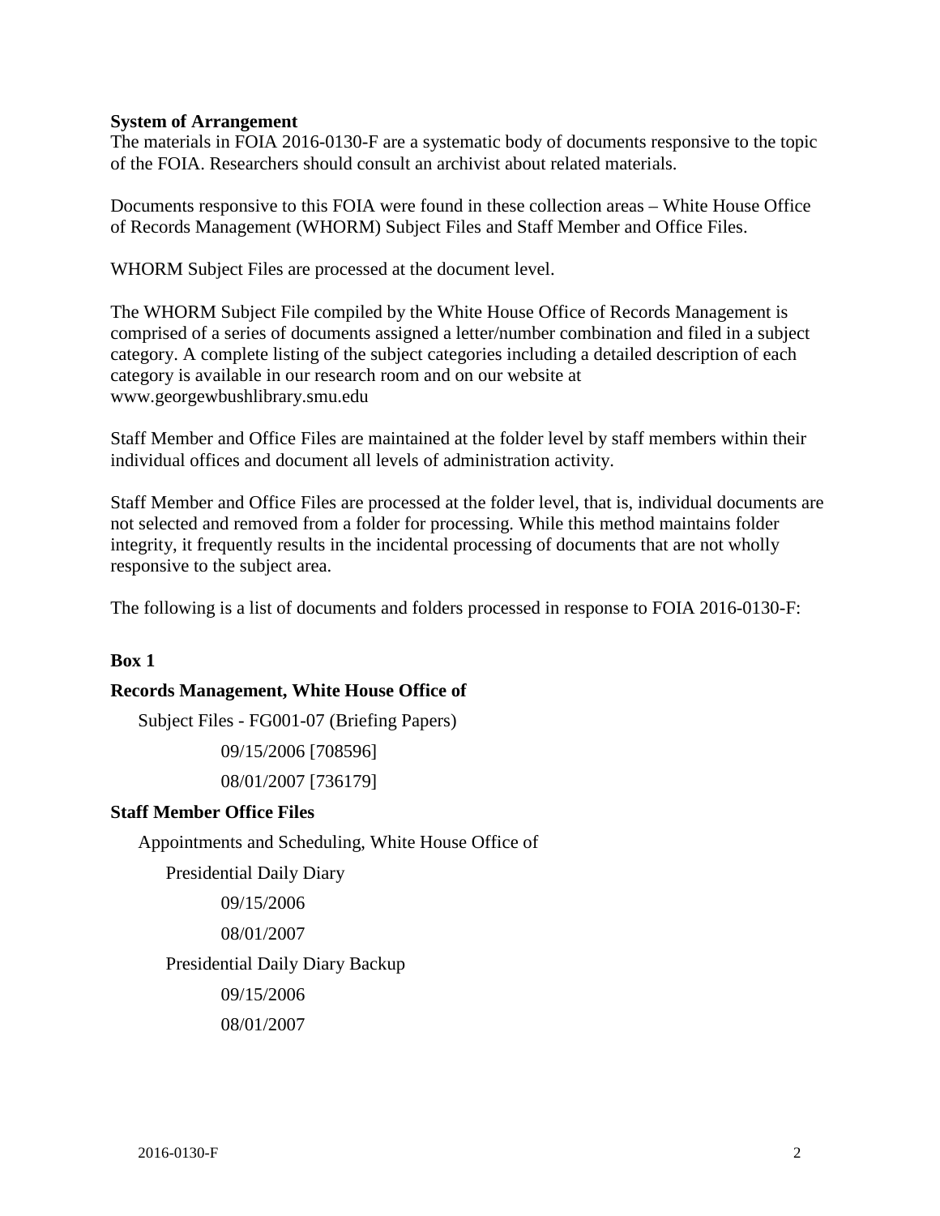**System of Arrangement**

The materials in FOIA 2016-0130-F are a systematic body of documents responsive to the topic of the FOIA. Researchers should consult an archivist about related materials.

Documents responsive to this FOIA were found in these collection areas – White House Office of Records Management (WHORM) Subject Files and Staff Member and Office Files.

WHORM Subject Files are processed at the document level.

The WHORM Subject File compiled by the White House Office of Records Management is comprised of a series of documents assigned a letter/number combination and filed in a subject category. A complete listing of the subject categories including a detailed description of each category is available in our research room and on our website at www.georgewbushlibrary.smu.edu

Staff Member and Office Files are maintained at the folder level by staff members within their individual offices and document all levels of administration activity.

Staff Member and Office Files are processed at the folder level, that is, individual documents are not selected and removed from a folder for processing. While this method maintains folder integrity, it frequently results in the incidental processing of documents that are not wholly responsive to the subject area.

The following is a list of documents and folders processed in response to FOIA 2016-0130-F:

**Box 1**

**Records Management, White House Office of**

- Subject Files - FG001-07 (Briefing Papers)
  - 09/15/2006 [708596]
  - 08/01/2007 [736179]

**Staff Member Office Files**

- Appointments and Scheduling, White House Office of
  - Presidential Daily Diary
    - 09/15/2006
    - 08/01/2007
  - Presidential Daily Diary Backup
    - 09/15/2006
    - 08/01/2007